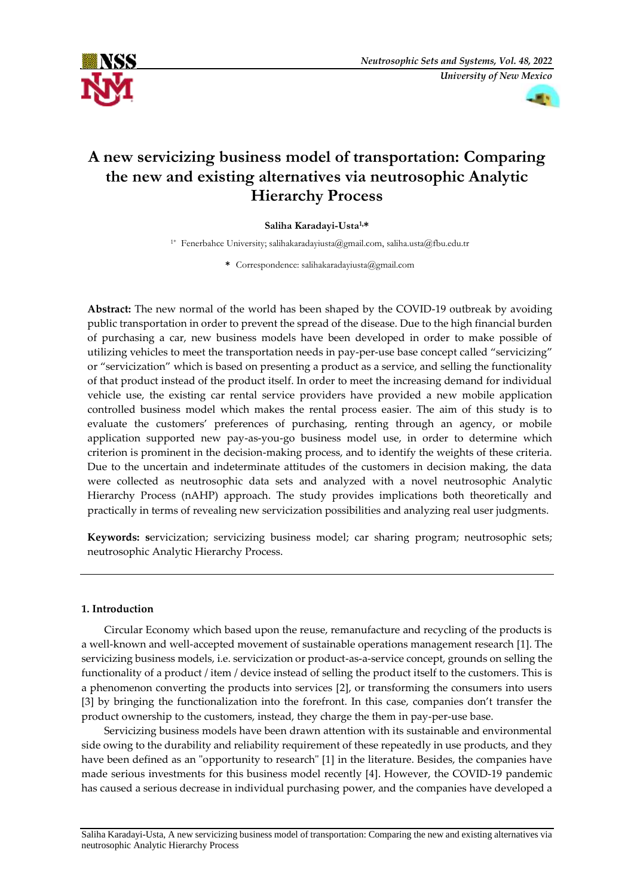# A new servicizing business model of transportation: Comparing the new and existing alternatives via neutrosophic Analytic Hierarchy Process

**Saliha Karadayi-Usta[1,*]**

[1*] Fenerbahce University; salihakaradayiusta@gmail.com, saliha.usta@fbu.edu.tr

**\*** Correspondence: salihakaradayiusta@gmail.com

**Abstract:** The new normal of the world has been shaped by the COVID-19 outbreak by avoiding public transportation in order to prevent the spread of the disease. Due to the high financial burden of purchasing a car, new business models have been developed in order to make possible of utilizing vehicles to meet the transportation needs in pay-per-use base concept called "servicizing" or "servicization" which is based on presenting a product as a service, and selling the functionality of that product instead of the product itself. In order to meet the increasing demand for individual vehicle use, the existing car rental service providers have provided a new mobile application controlled business model which makes the rental process easier. The aim of this study is to evaluate the customers' preferences of purchasing, renting through an agency, or mobile application supported new pay-as-you-go business model use, in order to determine which criterion is prominent in the decision-making process, and to identify the weights of these criteria. Due to the uncertain and indeterminate attitudes of the customers in decision making, the data were collected as neutrosophic data sets and analyzed with a novel neutrosophic Analytic Hierarchy Process (nAHP) approach. The study provides implications both theoretically and practically in terms of revealing new servicization possibilities and analyzing real user judgments.

**Keywords:** **s**ervicization; servicizing business model; car sharing program; neutrosophic sets; neutrosophic Analytic Hierarchy Process.

## 1. Introduction

Circular Economy which based upon the reuse, remanufacture and recycling of the products is a well-known and well-accepted movement of sustainable operations management research [1]. The servicizing business models, i.e. servicization or product-as-a-service concept, grounds on selling the functionality of a product / item / device instead of selling the product itself to the customers. This is a phenomenon converting the products into services [2], or transforming the consumers into users [3] by bringing the functionalization into the forefront. In this case, companies don't transfer the product ownership to the customers, instead, they charge the them in pay-per-use base.

Servicizing business models have been drawn attention with its sustainable and environmental side owing to the durability and reliability requirement of these repeatedly in use products, and they have been defined as an "opportunity to research" [1] in the literature. Besides, the companies have made serious investments for this business model recently [4]. However, the COVID-19 pandemic has caused a serious decrease in individual purchasing power, and the companies have developed a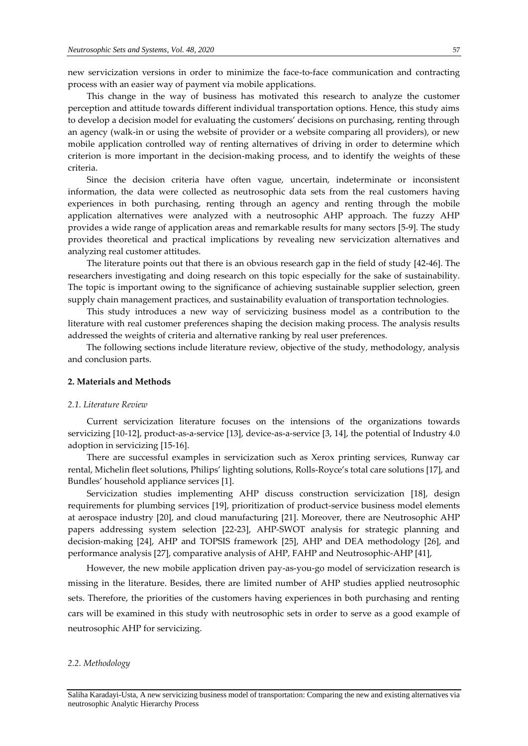new servicization versions in order to minimize the face-to-face communication and contracting process with an easier way of payment via mobile applications.

This change in the way of business has motivated this research to analyze the customer perception and attitude towards different individual transportation options. Hence, this study aims to develop a decision model for evaluating the customers' decisions on purchasing, renting through an agency (walk-in or using the website of provider or a website comparing all providers), or new mobile application controlled way of renting alternatives of driving in order to determine which criterion is more important in the decision-making process, and to identify the weights of these criteria.

Since the decision criteria have often vague, uncertain, indeterminate or inconsistent information, the data were collected as neutrosophic data sets from the real customers having experiences in both purchasing, renting through an agency and renting through the mobile application alternatives were analyzed with a neutrosophic AHP approach. The fuzzy AHP provides a wide range of application areas and remarkable results for many sectors [5-9]. The study provides theoretical and practical implications by revealing new servicization alternatives and analyzing real customer attitudes.

The literature points out that there is an obvious research gap in the field of study [42-46]. The researchers investigating and doing research on this topic especially for the sake of sustainability. The topic is important owing to the significance of achieving sustainable supplier selection, green supply chain management practices, and sustainability evaluation of transportation technologies.

This study introduces a new way of servicizing business model as a contribution to the literature with real customer preferences shaping the decision making process. The analysis results addressed the weights of criteria and alternative ranking by real user preferences.

The following sections include literature review, objective of the study, methodology, analysis and conclusion parts.

## 2. Materials and Methods

### *2.1. Literature Review*

Current servicization literature focuses on the intensions of the organizations towards servicizing [10-12], product-as-a-service [13], device-as-a-service [3, 14], the potential of Industry 4.0 adoption in servicizing [15-16].

There are successful examples in servicization such as Xerox printing services, Runway car rental, Michelin fleet solutions, Philips' lighting solutions, Rolls-Royce's total care solutions [17], and Bundles' household appliance services [1].

Servicization studies implementing AHP discuss construction servicization [18], design requirements for plumbing services [19], prioritization of product-service business model elements at aerospace industry [20], and cloud manufacturing [21]. Moreover, there are Neutrosophic AHP papers addressing system selection [22-23], AHP-SWOT analysis for strategic planning and decision-making [24], AHP and TOPSIS framework [25], AHP and DEA methodology [26], and performance analysis [27], comparative analysis of AHP, FAHP and Neutrosophic-AHP [41],

However, the new mobile application driven pay-as-you-go model of servicization research is missing in the literature. Besides, there are limited number of AHP studies applied neutrosophic sets. Therefore, the priorities of the customers having experiences in both purchasing and renting cars will be examined in this study with neutrosophic sets in order to serve as a good example of neutrosophic AHP for servicizing.

### *2.2. Methodology*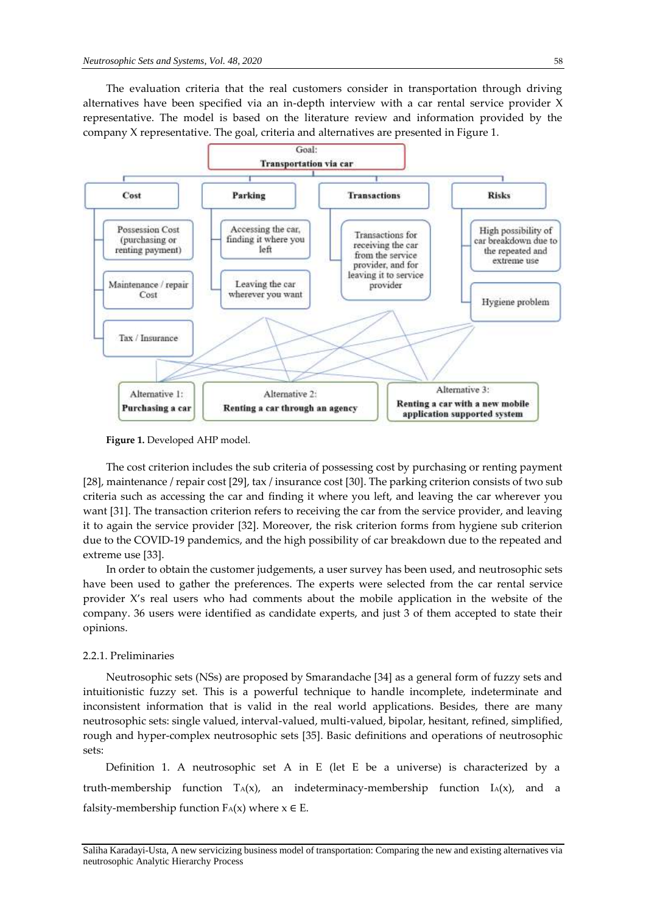The evaluation criteria that the real customers consider in transportation through driving alternatives have been specified via an in-depth interview with a car rental service provider X representative. The model is based on the literature review and information provided by the company X representative. The goal, criteria and alternatives are presented in Figure 1.

**Figure 1.** Developed AHP model.

The cost criterion includes the sub criteria of possessing cost by purchasing or renting payment [28], maintenance / repair cost [29], tax / insurance cost [30]. The parking criterion consists of two sub criteria such as accessing the car and finding it where you left, and leaving the car wherever you want [31]. The transaction criterion refers to receiving the car from the service provider, and leaving it to again the service provider [32]. Moreover, the risk criterion forms from hygiene sub criterion due to the COVID-19 pandemics, and the high possibility of car breakdown due to the repeated and extreme use [33].

In order to obtain the customer judgements, a user survey has been used, and neutrosophic sets have been used to gather the preferences. The experts were selected from the car rental service provider X's real users who had comments about the mobile application in the website of the company. 36 users were identified as candidate experts, and just 3 of them accepted to state their opinions.

#### 2.2.1. Preliminaries

Neutrosophic sets (NSs) are proposed by Smarandache [34] as a general form of fuzzy sets and intuitionistic fuzzy set. This is a powerful technique to handle incomplete, indeterminate and inconsistent information that is valid in the real world applications. Besides, there are many neutrosophic sets: single valued, interval-valued, multi-valued, bipolar, hesitant, refined, simplified, rough and hyper-complex neutrosophic sets [35]. Basic definitions and operations of neutrosophic sets:

Definition 1. A neutrosophic set A in E (let E be a universe) is characterized by a truth-membership function $T_A(x)$, an indeterminacy-membership function $I_A(x)$, and a falsity-membership function $F_A(x)$ where $x \in E$.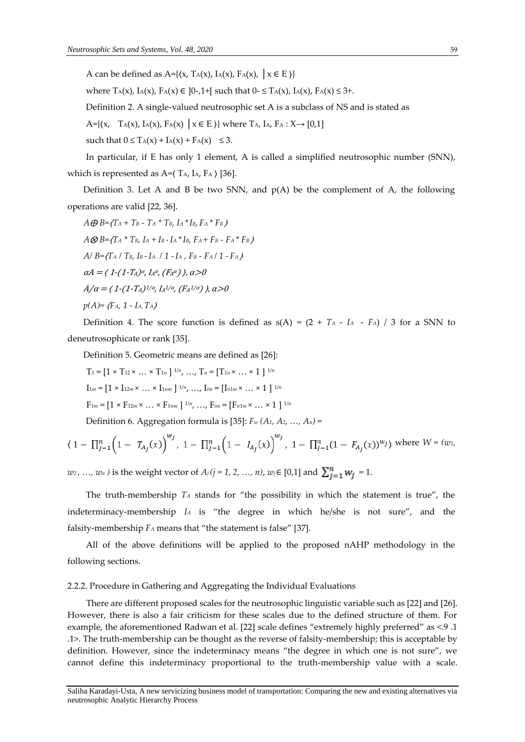A can be defined as A={⟨x, $T_A(x)$, $I_A(x)$, $F_A(x)$, │x ∈ E ⟩}

where $T_A(x), I_A(x), F_A(x) \in\ ]0^-,1^+[$ such that $0^- \leq T_A(x), I_A(x), F_A(x) \leq 3^+$.

Definition 2. A single-valued neutrosophic set A is a subclass of NS and is stated as

A={⟨x, $T_A(x)$, $I_A(x)$, $F_A(x)$ │x ∈ E ⟩} where $T_A, I_A, F_A : X \to [0,1]$

such that $0 \leq T_A(x) + I_A(x) + F_A(x) \leq 3$.

In particular, if E has only 1 element, A is called a simplified neutrosophic number (SNN), which is represented as A=⟨ $T_A$, $I_A$, $F_A$ ⟩ [36].

Definition 3. Let A and B be two SNN, and p(A) be the complement of A, the following operations are valid [22, 36].

$A \oplus B = (T_A + T_B - T_A * T_B,\ I_A * I_B,\ F_A * F_B)$

$A \otimes B = (T_A * T_B,\ I_A + I_B - I_A * I_B,\ F_A + F_B - F_A * F_B)$

$A / B = (T_A / T_B,\ I_B - I_A\ /\ 1 - I_A,\ F_B - F_A / 1 - F_A)$

$\alpha A = (\ 1-(1-T_A)^\alpha,\ I_A^\alpha,\ (F_A^\alpha)\ ),\ \alpha>0$

$A/\alpha = (\ 1-(1-T_A)^{1/\alpha},\ I_A^{1/\alpha},\ (F_A^{1/\alpha})\ ),\ \alpha>0$

$p(A) = (F_A,\ 1 - I_A,\ T_A)$

Definition 4. The score function is defined as $s(A) = (2 + T_A - I_A - F_A) / 3$ for a SNN to deneutrosophicate or rank [35].

Definition 5. Geometric means are defined as [26]:

$T_1 = [1 \times T_{12} \times \ldots \times T_{1n}]^{1/n}, \ldots, T_n = [T_{1n} \times \ldots \times 1]^{1/n}$

$I_{1m} = [1 \times I_{12m} \times \ldots \times I_{1nm}]^{1/n}, \ldots, I_{im} = [I_{n1m} \times \ldots \times 1]^{1/n}$

$F_{1m} = [1 \times F_{12m} \times \ldots \times F_{1nm}]^{1/n}, \ldots, F_{im} = [F_{n1m} \times \ldots \times 1]^{1/n}$

Definition 6. Aggregation formula is [35]: $F_w(A_1, A_2, \ldots, A_n) =$

$$\left\langle 1 - \prod_{j=1}^{n}\left(1 - T_{A_j}(x)\right)^{w_j},\ 1 - \prod_{j=1}^{n}\left(1 - I_{A_j}(x)\right)^{w_j},\ 1 - \prod_{j=1}^{n}(1 - F_{A_j}(x))^{w_j} \right\rangle$$

where $W = (w_1, w_2, \ldots, w_n)$ is the weight vector of $A_j$ $(j = 1, 2, \ldots, n)$, $w_j \in [0,1]$ and $\sum_{j=1}^{n} w_j = 1$.

The truth-membership $T_A$ stands for "the possibility in which the statement is true", the indeterminacy-membership $I_A$ is "the degree in which he/she is not sure", and the falsity-membership $F_A$ means that "the statement is false" [37].

All of the above definitions will be applied to the proposed nAHP methodology in the following sections.

### 2.2.2. Procedure in Gathering and Aggregating the Individual Evaluations

There are different proposed scales for the neutrosophic linguistic variable such as [22] and [26]. However, there is also a fair criticism for these scales due to the defined structure of them. For example, the aforementioned Radwan et al. [22] scale defines "extremely highly preferred" as <.9 .1 .1>. The truth-membership can be thought as the reverse of falsity-membership; this is acceptable by definition. However, since the indeterminacy means "the degree in which one is not sure", we cannot define this indeterminacy proportional to the truth-membership value with a scale.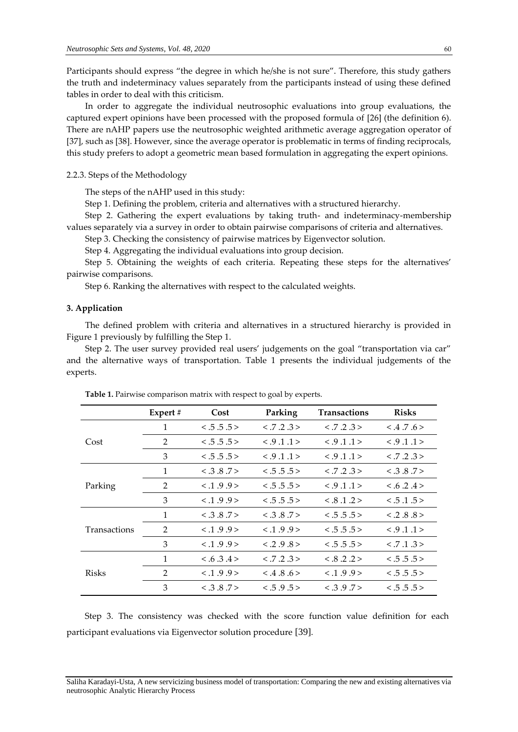Participants should express "the degree in which he/she is not sure". Therefore, this study gathers the truth and indeterminacy values separately from the participants instead of using these defined tables in order to deal with this criticism.

In order to aggregate the individual neutrosophic evaluations into group evaluations, the captured expert opinions have been processed with the proposed formula of [26] (the definition 6). There are nAHP papers use the neutrosophic weighted arithmetic average aggregation operator of [37], such as [38]. However, since the average operator is problematic in terms of finding reciprocals, this study prefers to adopt a geometric mean based formulation in aggregating the expert opinions.

2.2.3. Steps of the Methodology

The steps of the nAHP used in this study:

Step 1. Defining the problem, criteria and alternatives with a structured hierarchy.

Step 2. Gathering the expert evaluations by taking truth- and indeterminacy-membership values separately via a survey in order to obtain pairwise comparisons of criteria and alternatives.

Step 3. Checking the consistency of pairwise matrices by Eigenvector solution.

Step 4. Aggregating the individual evaluations into group decision.

Step 5. Obtaining the weights of each criteria. Repeating these steps for the alternatives' pairwise comparisons.

Step 6. Ranking the alternatives with respect to the calculated weights.

## 3. Application

The defined problem with criteria and alternatives in a structured hierarchy is provided in Figure 1 previously by fulfilling the Step 1.

Step 2. The user survey provided real users' judgements on the goal "transportation via car" and the alternative ways of transportation. Table 1 presents the individual judgements of the experts.

**Table 1.** Pairwise comparison matrix with respect to goal by experts.

| | Expert # | Cost | Parking | Transactions | Risks |
|---|---|---|---|---|---|
| Cost | 1 | < .5 .5 .5 > | < .7 .2 .3 > | < .7 .2 .3 > | < .4 .7 .6 > |
| | 2 | < .5 .5 .5 > | < .9 .1 .1 > | < .9 .1 .1 > | < .9 .1 .1 > |
| | 3 | < .5 .5 .5 > | < .9 .1 .1 > | < .9 .1 .1 > | < .7 .2 .3 > |
| Parking | 1 | < .3 .8 .7 > | < .5 .5 .5 > | < .7 .2 .3 > | < .3 .8 .7 > |
| | 2 | < .1 .9 .9 > | < .5 .5 .5 > | < .9 .1 .1 > | < .6 .2 .4 > |
| | 3 | < .1 .9 .9 > | < .5 .5 .5 > | < .8 .1 .2 > | < .5 .1 .5 > |
| Transactions | 1 | < .3 .8 .7 > | < .3 .8 .7 > | < .5 .5 .5 > | < .2 .8 .8 > |
| | 2 | < .1 .9 .9 > | < .1 .9 .9 > | < .5 .5 .5 > | < .9 .1 .1 > |
| | 3 | < .1 .9 .9 > | < .2 .9 .8 > | < .5 .5 .5 > | < .7 .1 .3 > |
| Risks | 1 | < .6 .3 .4 > | < .7 .2 .3 > | < .8 .2 .2 > | < .5 .5 .5 > |
| | 2 | < .1 .9 .9 > | < .4 .8 .6 > | < .1 .9 .9 > | < .5 .5 .5 > |
| | 3 | < .3 .8 .7 > | < .5 .9 .5 > | < .3 .9 .7 > | < .5 .5 .5 > |

Step 3. The consistency was checked with the score function value definition for each participant evaluations via Eigenvector solution procedure [39].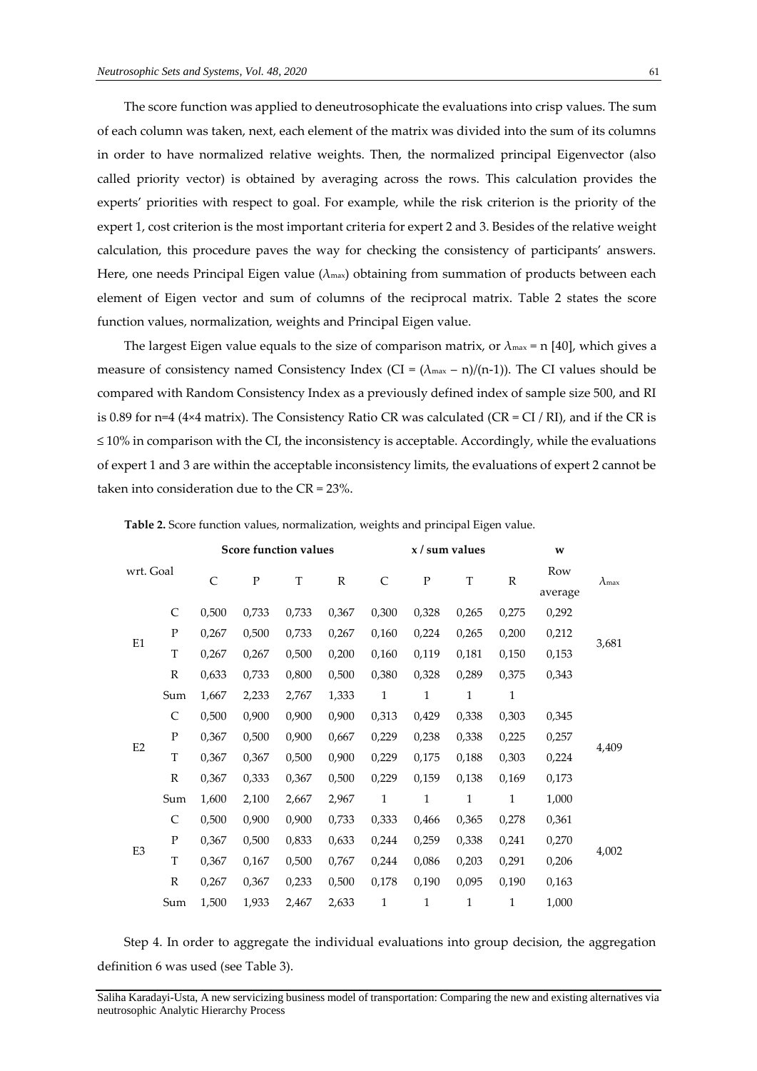The score function was applied to deneutrosophicate the evaluations into crisp values. The sum of each column was taken, next, each element of the matrix was divided into the sum of its columns in order to have normalized relative weights. Then, the normalized principal Eigenvector (also called priority vector) is obtained by averaging across the rows. This calculation provides the experts' priorities with respect to goal. For example, while the risk criterion is the priority of the expert 1, cost criterion is the most important criteria for expert 2 and 3. Besides of the relative weight calculation, this procedure paves the way for checking the consistency of participants' answers. Here, one needs Principal Eigen value ($\lambda_{max}$) obtaining from summation of products between each element of Eigen vector and sum of columns of the reciprocal matrix. Table 2 states the score function values, normalization, weights and Principal Eigen value.

The largest Eigen value equals to the size of comparison matrix, or $\lambda_{max} = n$ [40], which gives a measure of consistency named Consistency Index ($CI = (\lambda_{max} - n)/(n-1)$). The CI values should be compared with Random Consistency Index as a previously defined index of sample size 500, and RI is 0.89 for n=4 (4×4 matrix). The Consistency Ratio CR was calculated ($CR = CI / RI$), and if the CR is ≤ 10% in comparison with the CI, the inconsistency is acceptable. Accordingly, while the evaluations of expert 1 and 3 are within the acceptable inconsistency limits, the evaluations of expert 2 cannot be taken into consideration due to the CR = 23%.

**Table 2.** Score function values, normalization, weights and principal Eigen value.

| wrt. Goal | | Score function values | | | | x / sum values | | | | w | $\lambda_{max}$ |
|---|---|---|---|---|---|---|---|---|---|---|---|
| | | C | P | T | R | C | P | T | R | Row average | |
| E1 | C | 0,500 | 0,733 | 0,733 | 0,367 | 0,300 | 0,328 | 0,265 | 0,275 | 0,292 | 3,681 |
| | P | 0,267 | 0,500 | 0,733 | 0,267 | 0,160 | 0,224 | 0,265 | 0,200 | 0,212 | |
| | T | 0,267 | 0,267 | 0,500 | 0,200 | 0,160 | 0,119 | 0,181 | 0,150 | 0,153 | |
| | R | 0,633 | 0,733 | 0,800 | 0,500 | 0,380 | 0,328 | 0,289 | 0,375 | 0,343 | |
| | Sum | 1,667 | 2,233 | 2,767 | 1,333 | 1 | 1 | 1 | 1 | | |
| E2 | C | 0,500 | 0,900 | 0,900 | 0,900 | 0,313 | 0,429 | 0,338 | 0,303 | 0,345 | 4,409 |
| | P | 0,367 | 0,500 | 0,900 | 0,667 | 0,229 | 0,238 | 0,338 | 0,225 | 0,257 | |
| | T | 0,367 | 0,367 | 0,500 | 0,900 | 0,229 | 0,175 | 0,188 | 0,303 | 0,224 | |
| | R | 0,367 | 0,333 | 0,367 | 0,500 | 0,229 | 0,159 | 0,138 | 0,169 | 0,173 | |
| | Sum | 1,600 | 2,100 | 2,667 | 2,967 | 1 | 1 | 1 | 1 | 1,000 | |
| E3 | C | 0,500 | 0,900 | 0,900 | 0,733 | 0,333 | 0,466 | 0,365 | 0,278 | 0,361 | 4,002 |
| | P | 0,367 | 0,500 | 0,833 | 0,633 | 0,244 | 0,259 | 0,338 | 0,241 | 0,270 | |
| | T | 0,367 | 0,167 | 0,500 | 0,767 | 0,244 | 0,086 | 0,203 | 0,291 | 0,206 | |
| | R | 0,267 | 0,367 | 0,233 | 0,500 | 0,178 | 0,190 | 0,095 | 0,190 | 0,163 | |
| | Sum | 1,500 | 1,933 | 2,467 | 2,633 | 1 | 1 | 1 | 1 | 1,000 | |

Step 4. In order to aggregate the individual evaluations into group decision, the aggregation definition 6 was used (see Table 3).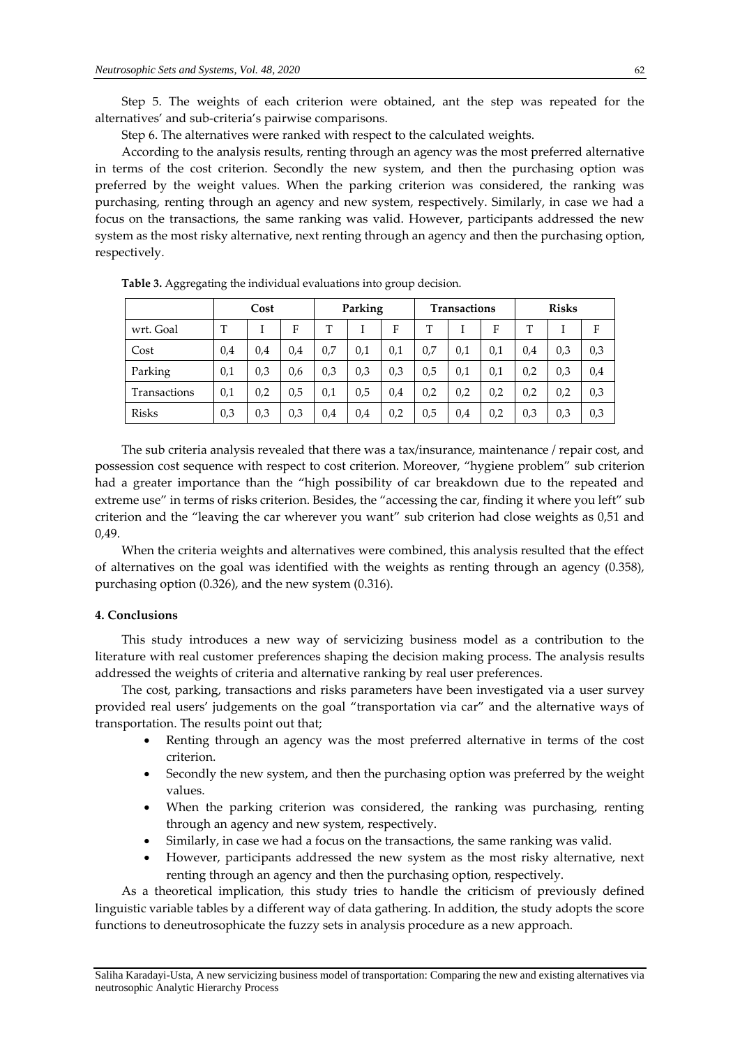Step 5. The weights of each criterion were obtained, ant the step was repeated for the alternatives' and sub-criteria's pairwise comparisons.

Step 6. The alternatives were ranked with respect to the calculated weights.

According to the analysis results, renting through an agency was the most preferred alternative in terms of the cost criterion. Secondly the new system, and then the purchasing option was preferred by the weight values. When the parking criterion was considered, the ranking was purchasing, renting through an agency and new system, respectively. Similarly, in case we had a focus on the transactions, the same ranking was valid. However, participants addressed the new system as the most risky alternative, next renting through an agency and then the purchasing option, respectively.

**Table 3.** Aggregating the individual evaluations into group decision.

| | Cost | | | Parking | | | Transactions | | | Risks | | |
|---|---|---|---|---|---|---|---|---|---|---|---|---|
| wrt. Goal | T | I | F | T | I | F | T | I | F | T | I | F |
| Cost | 0,4 | 0,4 | 0,4 | 0,7 | 0,1 | 0,1 | 0,7 | 0,1 | 0,1 | 0,4 | 0,3 | 0,3 |
| Parking | 0,1 | 0,3 | 0,6 | 0,3 | 0,3 | 0,3 | 0,5 | 0,1 | 0,1 | 0,2 | 0,3 | 0,4 |
| Transactions | 0,1 | 0,2 | 0,5 | 0,1 | 0,5 | 0,4 | 0,2 | 0,2 | 0,2 | 0,2 | 0,2 | 0,3 |
| Risks | 0,3 | 0,3 | 0,3 | 0,4 | 0,4 | 0,2 | 0,5 | 0,4 | 0,2 | 0,3 | 0,3 | 0,3 |

The sub criteria analysis revealed that there was a tax/insurance, maintenance / repair cost, and possession cost sequence with respect to cost criterion. Moreover, "hygiene problem" sub criterion had a greater importance than the "high possibility of car breakdown due to the repeated and extreme use" in terms of risks criterion. Besides, the "accessing the car, finding it where you left" sub criterion and the "leaving the car wherever you want" sub criterion had close weights as 0,51 and 0,49.

When the criteria weights and alternatives were combined, this analysis resulted that the effect of alternatives on the goal was identified with the weights as renting through an agency (0.358), purchasing option (0.326), and the new system (0.316).

## 4. Conclusions

This study introduces a new way of servicizing business model as a contribution to the literature with real customer preferences shaping the decision making process. The analysis results addressed the weights of criteria and alternative ranking by real user preferences.

The cost, parking, transactions and risks parameters have been investigated via a user survey provided real users' judgements on the goal "transportation via car" and the alternative ways of transportation. The results point out that;

- Renting through an agency was the most preferred alternative in terms of the cost criterion.
- Secondly the new system, and then the purchasing option was preferred by the weight values.
- When the parking criterion was considered, the ranking was purchasing, renting through an agency and new system, respectively.
- Similarly, in case we had a focus on the transactions, the same ranking was valid.
- However, participants addressed the new system as the most risky alternative, next renting through an agency and then the purchasing option, respectively.

As a theoretical implication, this study tries to handle the criticism of previously defined linguistic variable tables by a different way of data gathering. In addition, the study adopts the score functions to deneutrosophicate the fuzzy sets in analysis procedure as a new approach.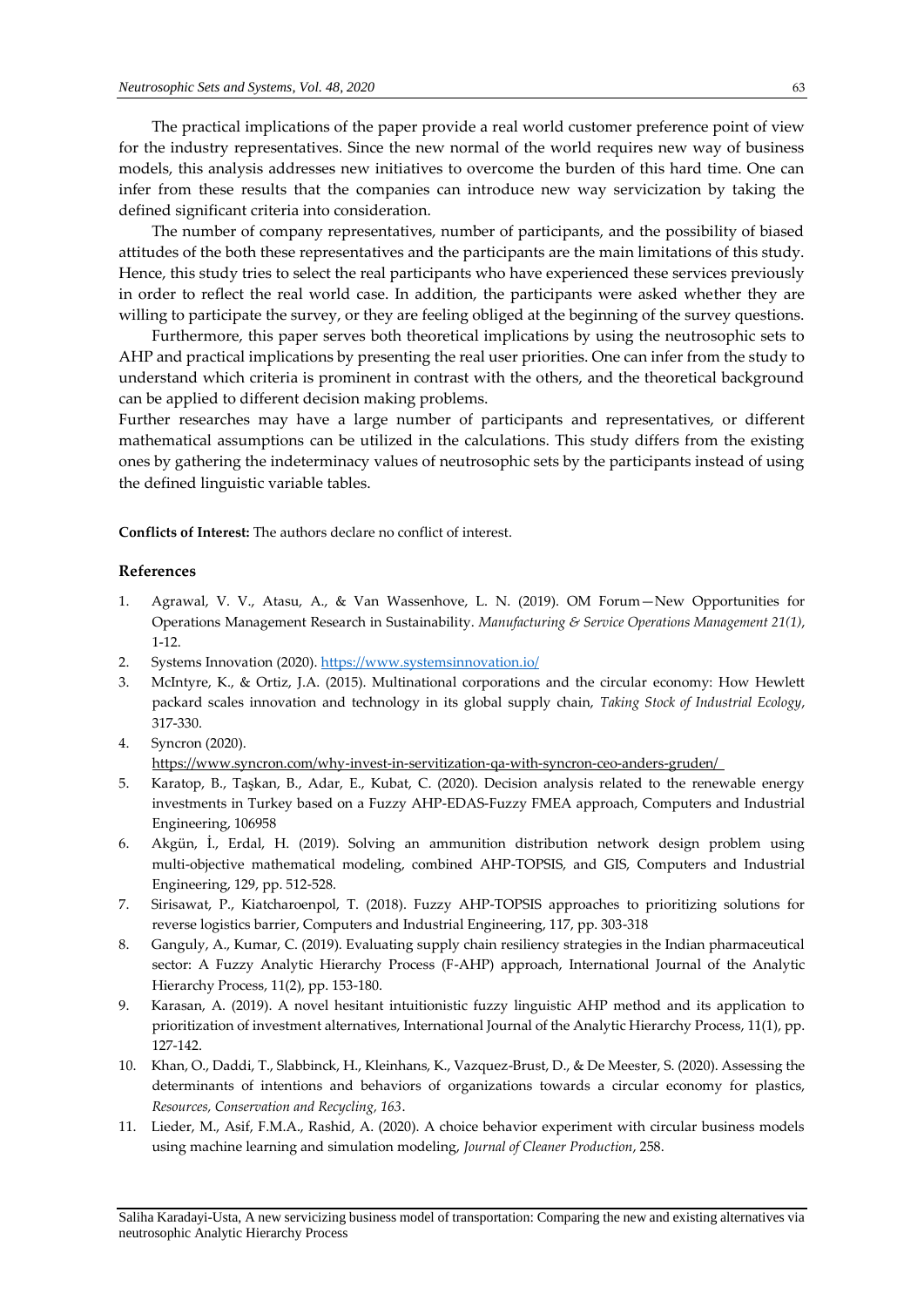The practical implications of the paper provide a real world customer preference point of view for the industry representatives. Since the new normal of the world requires new way of business models, this analysis addresses new initiatives to overcome the burden of this hard time. One can infer from these results that the companies can introduce new way servicization by taking the defined significant criteria into consideration.

The number of company representatives, number of participants, and the possibility of biased attitudes of the both these representatives and the participants are the main limitations of this study. Hence, this study tries to select the real participants who have experienced these services previously in order to reflect the real world case. In addition, the participants were asked whether they are willing to participate the survey, or they are feeling obliged at the beginning of the survey questions.

Furthermore, this paper serves both theoretical implications by using the neutrosophic sets to AHP and practical implications by presenting the real user priorities. One can infer from the study to understand which criteria is prominent in contrast with the others, and the theoretical background can be applied to different decision making problems.

Further researches may have a large number of participants and representatives, or different mathematical assumptions can be utilized in the calculations. This study differs from the existing ones by gathering the indeterminacy values of neutrosophic sets by the participants instead of using the defined linguistic variable tables.

**Conflicts of Interest:** The authors declare no conflict of interest.

## References

1. Agrawal, V. V., Atasu, A., & Van Wassenhove, L. N. (2019). OM Forum—New Opportunities for Operations Management Research in Sustainability. *Manufacturing & Service Operations Management 21(1)*, 1-12.
2. Systems Innovation (2020). https://www.systemsinnovation.io/
3. McIntyre, K., & Ortiz, J.A. (2015). Multinational corporations and the circular economy: How Hewlett packard scales innovation and technology in its global supply chain, *Taking Stock of Industrial Ecology*, 317-330.
4. Syncron (2020). https://www.syncron.com/why-invest-in-servitization-qa-with-syncron-ceo-anders-gruden/
5. Karatop, B., Taşkan, B., Adar, E., Kubat, C. (2020). Decision analysis related to the renewable energy investments in Turkey based on a Fuzzy AHP-EDAS-Fuzzy FMEA approach, Computers and Industrial Engineering, 106958
6. Akgün, İ., Erdal, H. (2019). Solving an ammunition distribution network design problem using multi-objective mathematical modeling, combined AHP-TOPSIS, and GIS, Computers and Industrial Engineering, 129, pp. 512-528.
7. Sirisawat, P., Kiatcharoenpol, T. (2018). Fuzzy AHP-TOPSIS approaches to prioritizing solutions for reverse logistics barrier, Computers and Industrial Engineering, 117, pp. 303-318
8. Ganguly, A., Kumar, C. (2019). Evaluating supply chain resiliency strategies in the Indian pharmaceutical sector: A Fuzzy Analytic Hierarchy Process (F-AHP) approach, International Journal of the Analytic Hierarchy Process, 11(2), pp. 153-180.
9. Karasan, A. (2019). A novel hesitant intuitionistic fuzzy linguistic AHP method and its application to prioritization of investment alternatives, International Journal of the Analytic Hierarchy Process, 11(1), pp. 127-142.
10. Khan, O., Daddi, T., Slabbinck, H., Kleinhans, K., Vazquez-Brust, D., & De Meester, S. (2020). Assessing the determinants of intentions and behaviors of organizations towards a circular economy for plastics, *Resources, Conservation and Recycling, 163*.
11. Lieder, M., Asif, F.M.A., Rashid, A. (2020). A choice behavior experiment with circular business models using machine learning and simulation modeling, *Journal of Cleaner Production*, 258.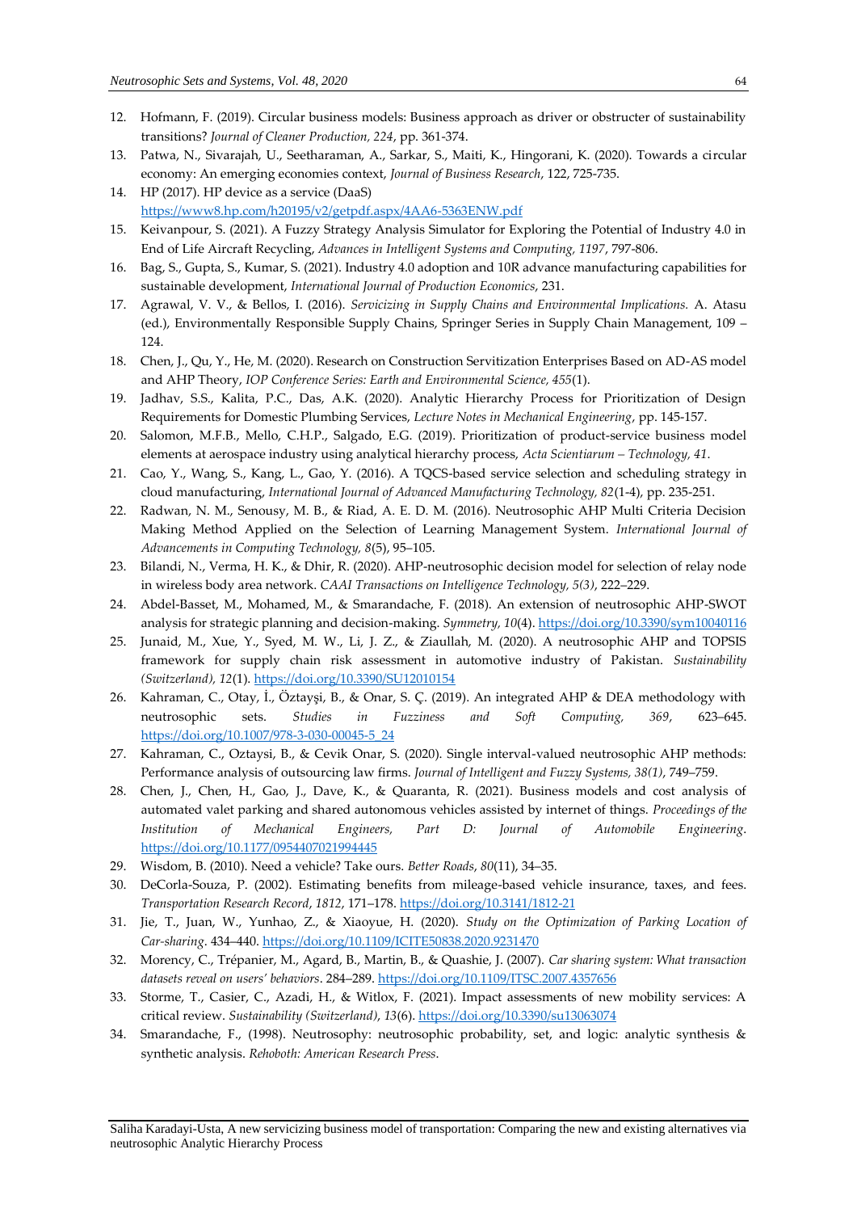12. Hofmann, F. (2019). Circular business models: Business approach as driver or obstructer of sustainability transitions? *Journal of Cleaner Production, 224*, pp. 361-374.
13. Patwa, N., Sivarajah, U., Seetharaman, A., Sarkar, S., Maiti, K., Hingorani, K. (2020). Towards a circular economy: An emerging economies context, *Journal of Business Research*, 122, 725-735.
14. HP (2017). HP device as a service (DaaS) https://www8.hp.com/h20195/v2/getpdf.aspx/4AA6-5363ENW.pdf
15. Keivanpour, S. (2021). A Fuzzy Strategy Analysis Simulator for Exploring the Potential of Industry 4.0 in End of Life Aircraft Recycling, *Advances in Intelligent Systems and Computing, 1197*, 797-806.
16. Bag, S., Gupta, S., Kumar, S. (2021). Industry 4.0 adoption and 10R advance manufacturing capabilities for sustainable development, *International Journal of Production Economics*, 231.
17. Agrawal, V. V., & Bellos, I. (2016). *Servicizing in Supply Chains and Environmental Implications.* A. Atasu (ed.), Environmentally Responsible Supply Chains, Springer Series in Supply Chain Management, 109 – 124.
18. Chen, J., Qu, Y., He, M. (2020). Research on Construction Servitization Enterprises Based on AD-AS model and AHP Theory, *IOP Conference Series: Earth and Environmental Science, 455*(1).
19. Jadhav, S.S., Kalita, P.C., Das, A.K. (2020). Analytic Hierarchy Process for Prioritization of Design Requirements for Domestic Plumbing Services, *Lecture Notes in Mechanical Engineering*, pp. 145-157.
20. Salomon, M.F.B., Mello, C.H.P., Salgado, E.G. (2019). Prioritization of product-service business model elements at aerospace industry using analytical hierarchy process, *Acta Scientiarum – Technology, 41*.
21. Cao, Y., Wang, S., Kang, L., Gao, Y. (2016). A TQCS-based service selection and scheduling strategy in cloud manufacturing, *International Journal of Advanced Manufacturing Technology, 82*(1-4), pp. 235-251.
22. Radwan, N. M., Senousy, M. B., & Riad, A. E. D. M. (2016). Neutrosophic AHP Multi Criteria Decision Making Method Applied on the Selection of Learning Management System. *International Journal of Advancements in Computing Technology, 8*(5), 95–105.
23. Bilandi, N., Verma, H. K., & Dhir, R. (2020). AHP-neutrosophic decision model for selection of relay node in wireless body area network. *CAAI Transactions on Intelligence Technology, 5(3)*, 222–229.
24. Abdel-Basset, M., Mohamed, M., & Smarandache, F. (2018). An extension of neutrosophic AHP-SWOT analysis for strategic planning and decision-making. *Symmetry, 10*(4). https://doi.org/10.3390/sym10040116
25. Junaid, M., Xue, Y., Syed, M. W., Li, J. Z., & Ziaullah, M. (2020). A neutrosophic AHP and TOPSIS framework for supply chain risk assessment in automotive industry of Pakistan. *Sustainability (Switzerland), 12*(1). https://doi.org/10.3390/SU12010154
26. Kahraman, C., Otay, İ., Öztayşi, B., & Onar, S. Ç. (2019). An integrated AHP & DEA methodology with neutrosophic sets. *Studies in Fuzziness and Soft Computing, 369*, 623–645. https://doi.org/10.1007/978-3-030-00045-5_24
27. Kahraman, C., Oztaysi, B., & Cevik Onar, S. (2020). Single interval-valued neutrosophic AHP methods: Performance analysis of outsourcing law firms. *Journal of Intelligent and Fuzzy Systems, 38(1)*, 749–759.
28. Chen, J., Chen, H., Gao, J., Dave, K., & Quaranta, R. (2021). Business models and cost analysis of automated valet parking and shared autonomous vehicles assisted by internet of things. *Proceedings of the Institution of Mechanical Engineers, Part D: Journal of Automobile Engineering*. https://doi.org/10.1177/0954407021994445
29. Wisdom, B. (2010). Need a vehicle? Take ours. *Better Roads*, *80*(11), 34–35.
30. DeCorla-Souza, P. (2002). Estimating benefits from mileage-based vehicle insurance, taxes, and fees. *Transportation Research Record*, *1812*, 171–178. https://doi.org/10.3141/1812-21
31. Jie, T., Juan, W., Yunhao, Z., & Xiaoyue, H. (2020). *Study on the Optimization of Parking Location of Car-sharing*. 434–440. https://doi.org/10.1109/ICITE50838.2020.9231470
32. Morency, C., Trépanier, M., Agard, B., Martin, B., & Quashie, J. (2007). *Car sharing system: What transaction datasets reveal on users' behaviors*. 284–289. https://doi.org/10.1109/ITSC.2007.4357656
33. Storme, T., Casier, C., Azadi, H., & Witlox, F. (2021). Impact assessments of new mobility services: A critical review. *Sustainability (Switzerland)*, *13*(6). https://doi.org/10.3390/su13063074
34. Smarandache, F., (1998). Neutrosophy: neutrosophic probability, set, and logic: analytic synthesis & synthetic analysis. *Rehoboth: American Research Press.*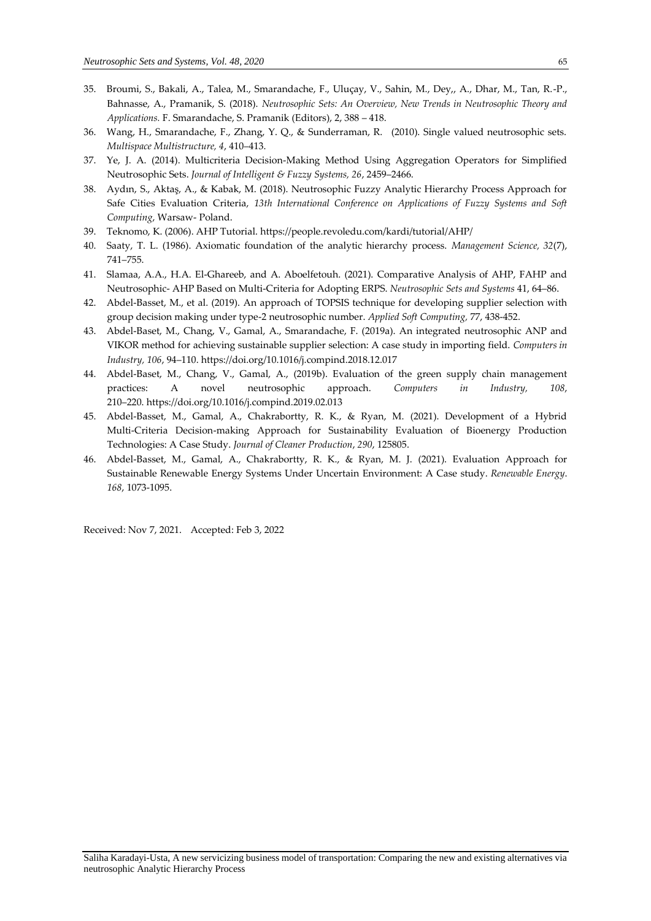35. Broumi, S., Bakali, A., Talea, M., Smarandache, F., Uluçay, V., Sahin, M., Dey,, A., Dhar, M., Tan, R.-P., Bahnasse, A., Pramanik, S. (2018). *Neutrosophic Sets: An Overview, New Trends in Neutrosophic Theory and Applications.* F. Smarandache, S. Pramanik (Editors), 2, 388 – 418.
36. Wang, H., Smarandache, F., Zhang, Y. Q., & Sunderraman, R. (2010). Single valued neutrosophic sets. *Multispace Multistructure, 4*, 410–413.
37. Ye, J. A. (2014). Multicriteria Decision-Making Method Using Aggregation Operators for Simplified Neutrosophic Sets. *Journal of Intelligent & Fuzzy Systems, 26*, 2459–2466.
38. Aydın, S., Aktaş, A., & Kabak, M. (2018). Neutrosophic Fuzzy Analytic Hierarchy Process Approach for Safe Cities Evaluation Criteria, *13th International Conference on Applications of Fuzzy Systems and Soft Computing*, Warsaw- Poland.
39. Teknomo, K. (2006). AHP Tutorial. https://people.revoledu.com/kardi/tutorial/AHP/
40. Saaty, T. L. (1986). Axiomatic foundation of the analytic hierarchy process. *Management Science, 32*(7), 741–755.
41. Slamaa, A.A., H.A. El-Ghareeb, and A. Aboelfetouh. (2021). Comparative Analysis of AHP, FAHP and Neutrosophic- AHP Based on Multi-Criteria for Adopting ERPS. *Neutrosophic Sets and Systems* 41, 64–86.
42. Abdel-Basset, M., et al. (2019). An approach of TOPSIS technique for developing supplier selection with group decision making under type-2 neutrosophic number. *Applied Soft Computing,* 77, 438-452.
43. Abdel-Baset, M., Chang, V., Gamal, A., Smarandache, F. (2019a). An integrated neutrosophic ANP and VIKOR method for achieving sustainable supplier selection: A case study in importing field. *Computers in Industry, 106*, 94–110. https://doi.org/10.1016/j.compind.2018.12.017
44. Abdel-Baset, M., Chang, V., Gamal, A., (2019b). Evaluation of the green supply chain management practices: A novel neutrosophic approach. *Computers in Industry, 108*, 210–220. https://doi.org/10.1016/j.compind.2019.02.013
45. Abdel-Basset, M., Gamal, A., Chakrabortty, R. K., & Ryan, M. (2021). Development of a Hybrid Multi-Criteria Decision-making Approach for Sustainability Evaluation of Bioenergy Production Technologies: A Case Study. *Journal of Cleaner Production*, *290*, 125805.
46. Abdel-Basset, M., Gamal, A., Chakrabortty, R. K., & Ryan, M. J. (2021). Evaluation Approach for Sustainable Renewable Energy Systems Under Uncertain Environment: A Case study. *Renewable Energy*. *168*, 1073-1095.

Received: Nov 7, 2021. Accepted: Feb 3, 2022